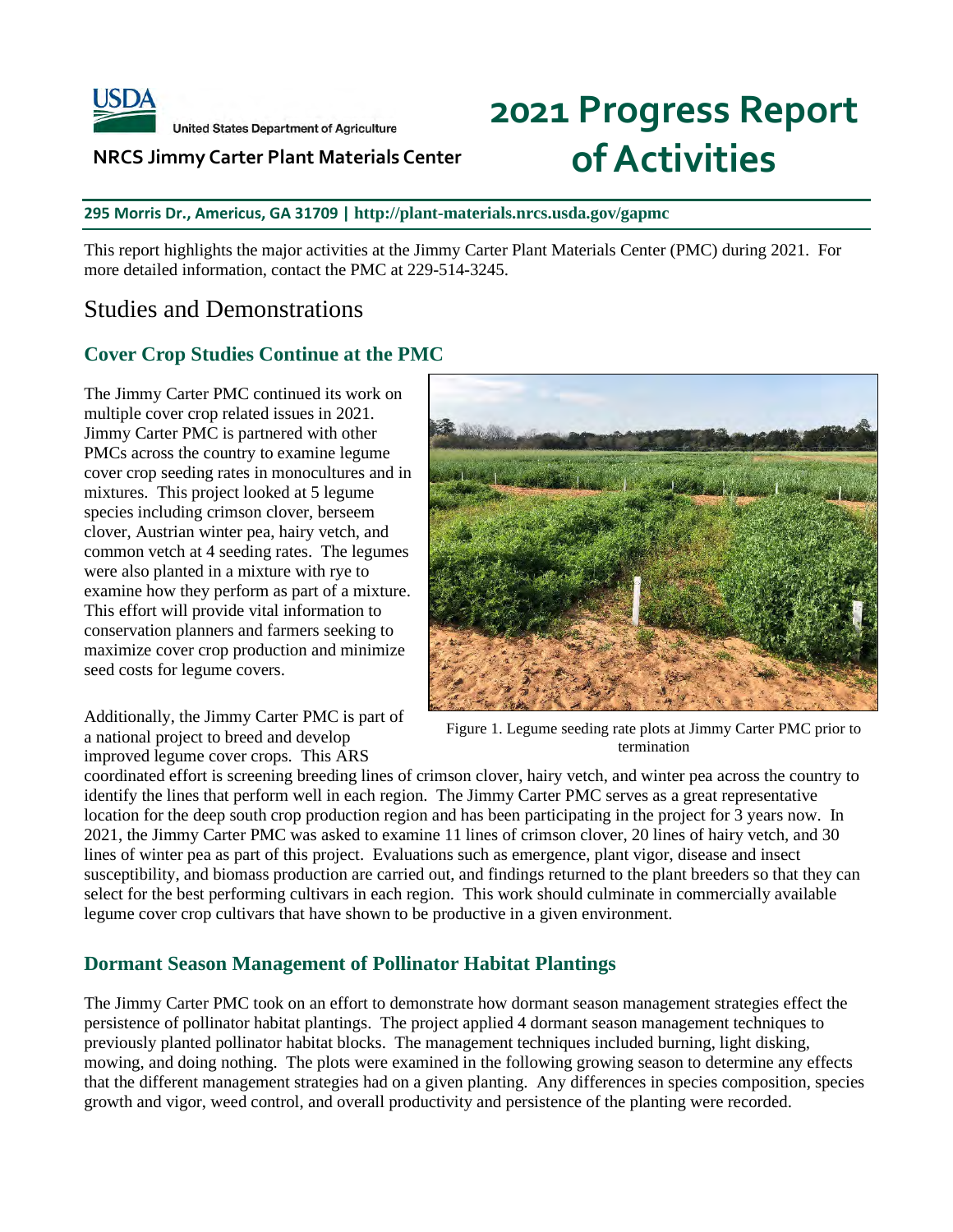United States Department of Agriculture

**NRCS Jimmy Carter Plant Materials Center**

# 2021 Progress Report of Activities

**295 Morris Dr., Americus, GA 31709 | http://plant-materials.nrcs.usda.gov/gapmc**

This report highlights the major activities at the Jimmy Carter Plant Materials Center (PMC) during 2021. For more detailed information, contact the PMC at 229-514-3245.

## Studies and Demonstrations

### Cover Crop Studies Continue at the PMC

The Jimmy Carter PMC continued its work on multiple cover crop related issues in 2021. Jimmy Carter PMC is partnered with other PMCs across the country to examine legume cover crop seeding rates in monocultures and in mixtures. This project looked at 5 legume species including crimson clover, berseem clover, Austrian winter pea, hairy vetch, and common vetch at 4 seeding rates. The legumes were also planted in a mixture with rye to examine how they perform as part of a mixture. This effort will provide vital information to conservation planners and farmers seeking to maximize cover crop production and minimize seed costs for legume covers.

Figure 1. Legume seeding rate plots at Jimmy Carter PMC prior to termination

Additionally, the Jimmy Carter PMC is part of a national project to breed and develop improved legume cover crops. This ARS coordinated effort is screening breeding lines of crimson clover, hairy vetch, and winter pea across the country to identify the lines that perform well in each region. The Jimmy Carter PMC serves as a great representative location for the deep south crop production region and has been participating in the project for 3 years now. In 2021, the Jimmy Carter PMC was asked to examine 11 lines of crimson clover, 20 lines of hairy vetch, and 30 lines of winter pea as part of this project. Evaluations such as emergence, plant vigor, disease and insect susceptibility, and biomass production are carried out, and findings returned to the plant breeders so that they can select for the best performing cultivars in each region. This work should culminate in commercially available legume cover crop cultivars that have shown to be productive in a given environment.

### Dormant Season Management of Pollinator Habitat Plantings

The Jimmy Carter PMC took on an effort to demonstrate how dormant season management strategies effect the persistence of pollinator habitat plantings. The project applied 4 dormant season management techniques to previously planted pollinator habitat blocks. The management techniques included burning, light disking, mowing, and doing nothing. The plots were examined in the following growing season to determine any effects that the different management strategies had on a given planting. Any differences in species composition, species growth and vigor, weed control, and overall productivity and persistence of the planting were recorded.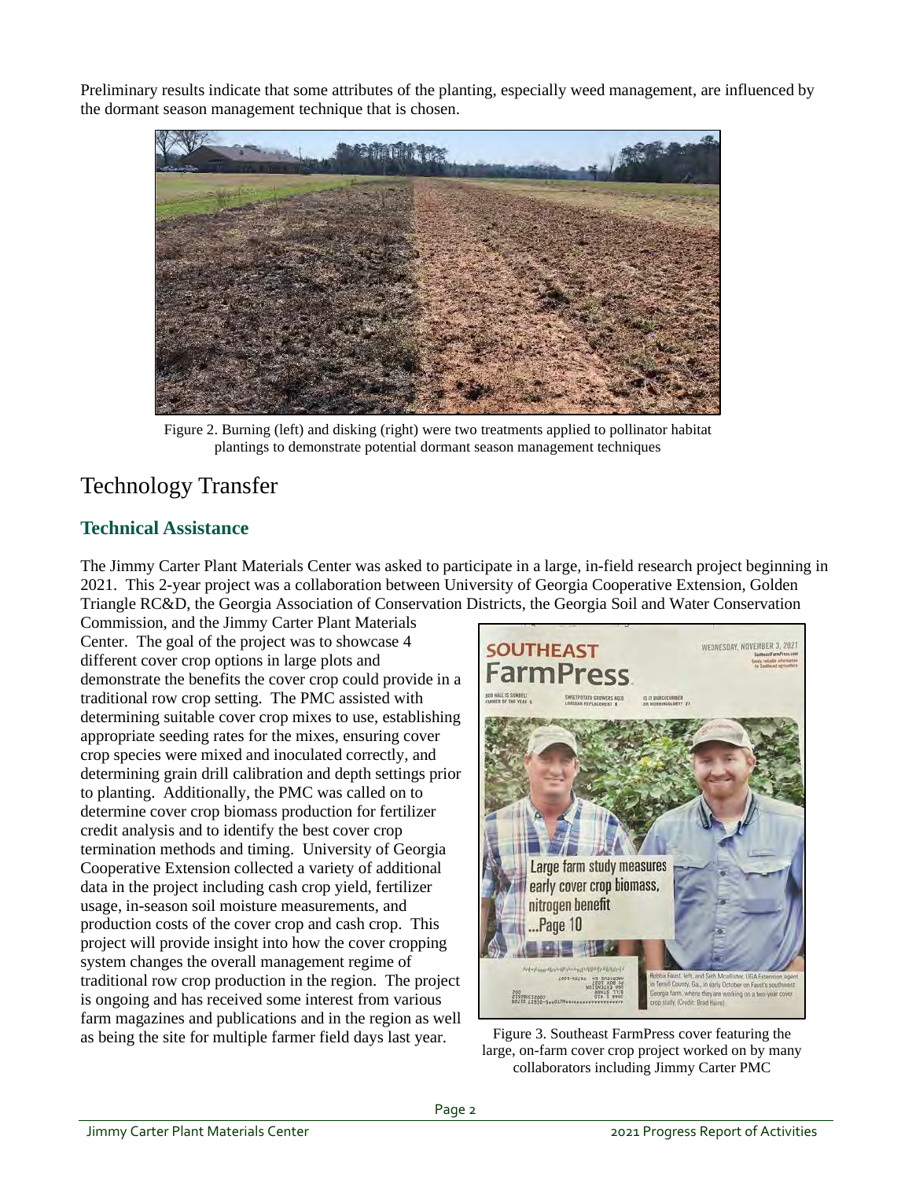Preliminary results indicate that some attributes of the planting, especially weed management, are influenced by the dormant season management technique that is chosen.

Figure 2. Burning (left) and disking (right) were two treatments applied to pollinator habitat plantings to demonstrate potential dormant season management techniques

# Technology Transfer

## Technical Assistance

The Jimmy Carter Plant Materials Center was asked to participate in a large, in-field research project beginning in 2021. This 2-year project was a collaboration between University of Georgia Cooperative Extension, Golden Triangle RC&D, the Georgia Association of Conservation Districts, the Georgia Soil and Water Conservation Commission, and the Jimmy Carter Plant Materials Center. The goal of the project was to showcase 4 different cover crop options in large plots and demonstrate the benefits the cover crop could provide in a traditional row crop setting. The PMC assisted with determining suitable cover crop mixes to use, establishing appropriate seeding rates for the mixes, ensuring cover crop species were mixed and inoculated correctly, and determining grain drill calibration and depth settings prior to planting. Additionally, the PMC was called on to determine cover crop biomass production for fertilizer credit analysis and to identify the best cover crop termination methods and timing. University of Georgia Cooperative Extension collected a variety of additional data in the project including cash crop yield, fertilizer usage, in-season soil moisture measurements, and production costs of the cover crop and cash crop. This project will provide insight into how the cover cropping system changes the overall management regime of traditional row crop production in the region. The project is ongoing and has received some interest from various farm magazines and publications and in the region as well as being the site for multiple farmer field days last year.

Figure 3. Southeast FarmPress cover featuring the large, on-farm cover crop project worked on by many collaborators including Jimmy Carter PMC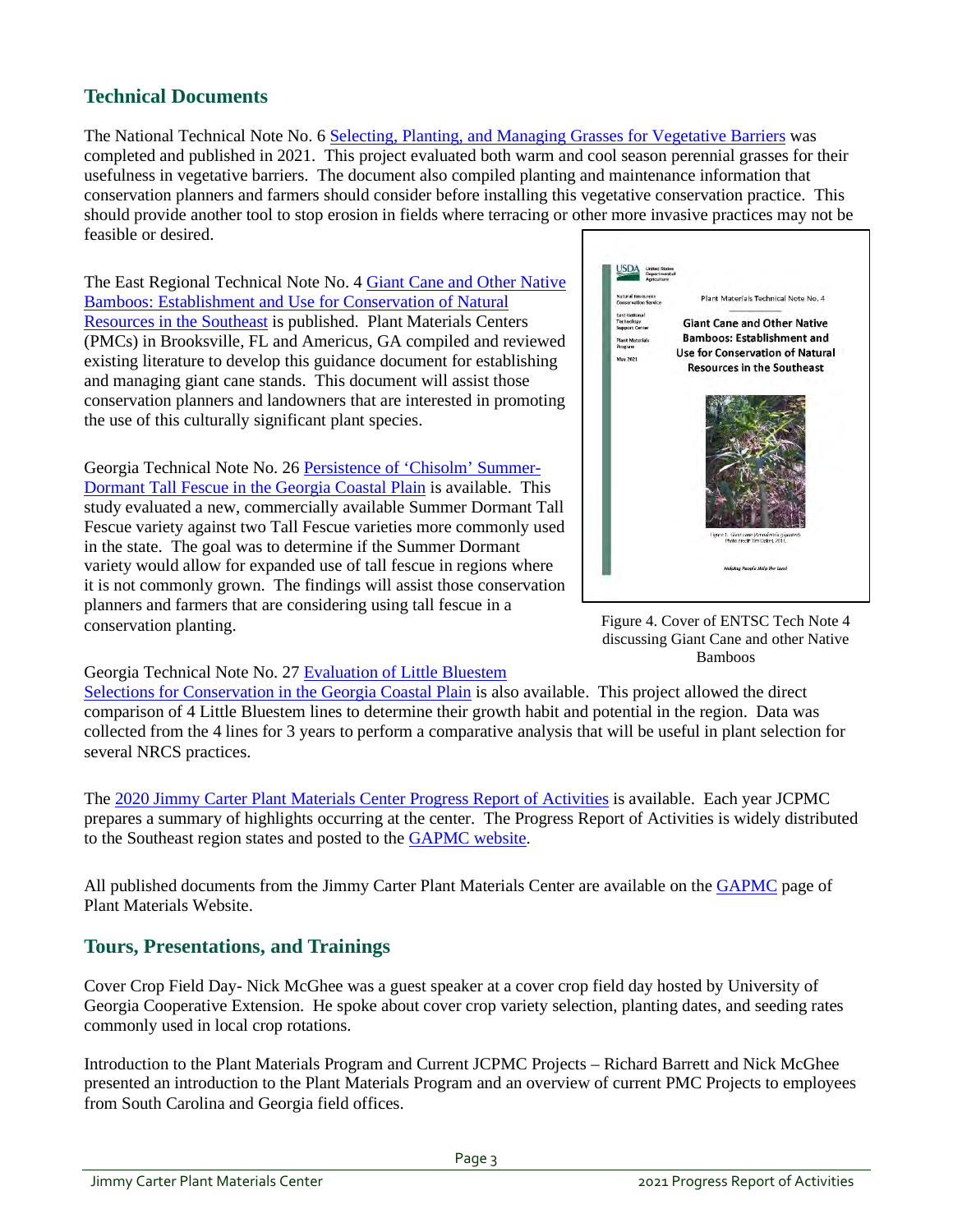## Technical Documents

The National Technical Note No. 6 Selecting, Planting, and Managing Grasses for Vegetative Barriers was completed and published in 2021. This project evaluated both warm and cool season perennial grasses for their usefulness in vegetative barriers. The document also compiled planting and maintenance information that conservation planners and farmers should consider before installing this vegetative conservation practice. This should provide another tool to stop erosion in fields where terracing or other more invasive practices may not be feasible or desired.

The East Regional Technical Note No. 4 Giant Cane and Other Native Bamboos: Establishment and Use for Conservation of Natural Resources in the Southeast is published. Plant Materials Centers (PMCs) in Brooksville, FL and Americus, GA compiled and reviewed existing literature to develop this guidance document for establishing and managing giant cane stands. This document will assist those conservation planners and landowners that are interested in promoting the use of this culturally significant plant species.

Georgia Technical Note No. 26 Persistence of 'Chisolm' Summer-Dormant Tall Fescue in the Georgia Coastal Plain is available. This study evaluated a new, commercially available Summer Dormant Tall Fescue variety against two Tall Fescue varieties more commonly used in the state. The goal was to determine if the Summer Dormant variety would allow for expanded use of tall fescue in regions where it is not commonly grown. The findings will assist those conservation planners and farmers that are considering using tall fescue in a conservation planting.

Figure 4. Cover of ENTSC Tech Note 4 discussing Giant Cane and other Native Bamboos

Georgia Technical Note No. 27 Evaluation of Little Bluestem Selections for Conservation in the Georgia Coastal Plain is also available. This project allowed the direct comparison of 4 Little Bluestem lines to determine their growth habit and potential in the region. Data was collected from the 4 lines for 3 years to perform a comparative analysis that will be useful in plant selection for several NRCS practices.

The 2020 Jimmy Carter Plant Materials Center Progress Report of Activities is available. Each year JCPMC prepares a summary of highlights occurring at the center. The Progress Report of Activities is widely distributed to the Southeast region states and posted to the GAPMC website.

All published documents from the Jimmy Carter Plant Materials Center are available on the GAPMC page of Plant Materials Website.

## Tours, Presentations, and Trainings

Cover Crop Field Day- Nick McGhee was a guest speaker at a cover crop field day hosted by University of Georgia Cooperative Extension. He spoke about cover crop variety selection, planting dates, and seeding rates commonly used in local crop rotations.

Introduction to the Plant Materials Program and Current JCPMC Projects – Richard Barrett and Nick McGhee presented an introduction to the Plant Materials Program and an overview of current PMC Projects to employees from South Carolina and Georgia field offices.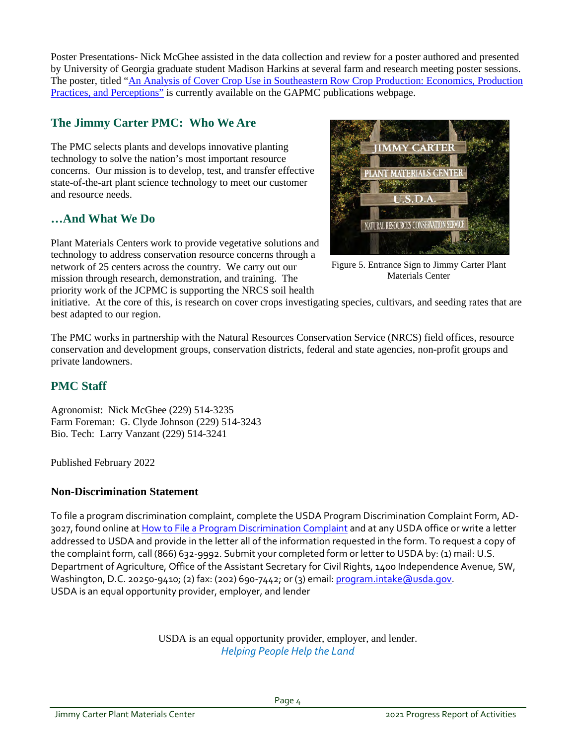Poster Presentations- Nick McGhee assisted in the data collection and review for a poster authored and presented by University of Georgia graduate student Madison Harkins at several farm and research meeting poster sessions. The poster, titled "An Analysis of Cover Crop Use in Southeastern Row Crop Production: Economics, Production Practices, and Perceptions" is currently available on the GAPMC publications webpage.

## The Jimmy Carter PMC: Who We Are

The PMC selects plants and develops innovative planting technology to solve the nation's most important resource concerns. Our mission is to develop, test, and transfer effective state-of-the-art plant science technology to meet our customer and resource needs.

## …And What We Do

Plant Materials Centers work to provide vegetative solutions and technology to address conservation resource concerns through a network of 25 centers across the country. We carry out our mission through research, demonstration, and training. The priority work of the JCPMC is supporting the NRCS soil health initiative. At the core of this, is research on cover crops investigating species, cultivars, and seeding rates that are best adapted to our region.

Figure 5. Entrance Sign to Jimmy Carter Plant Materials Center

The PMC works in partnership with the Natural Resources Conservation Service (NRCS) field offices, resource conservation and development groups, conservation districts, federal and state agencies, non-profit groups and private landowners.

## PMC Staff

Agronomist: Nick McGhee (229) 514-3235
Farm Foreman: G. Clyde Johnson (229) 514-3243
Bio. Tech: Larry Vanzant (229) 514-3241

Published February 2022

### Non-Discrimination Statement

To file a program discrimination complaint, complete the USDA Program Discrimination Complaint Form, AD-3027, found online at How to File a Program Discrimination Complaint and at any USDA office or write a letter addressed to USDA and provide in the letter all of the information requested in the form. To request a copy of the complaint form, call (866) 632-9992. Submit your completed form or letter to USDA by: (1) mail: U.S. Department of Agriculture, Office of the Assistant Secretary for Civil Rights, 1400 Independence Avenue, SW, Washington, D.C. 20250-9410; (2) fax: (202) 690-7442; or (3) email: program.intake@usda.gov.
USDA is an equal opportunity provider, employer, and lender

USDA is an equal opportunity provider, employer, and lender.
*Helping People Help the Land*